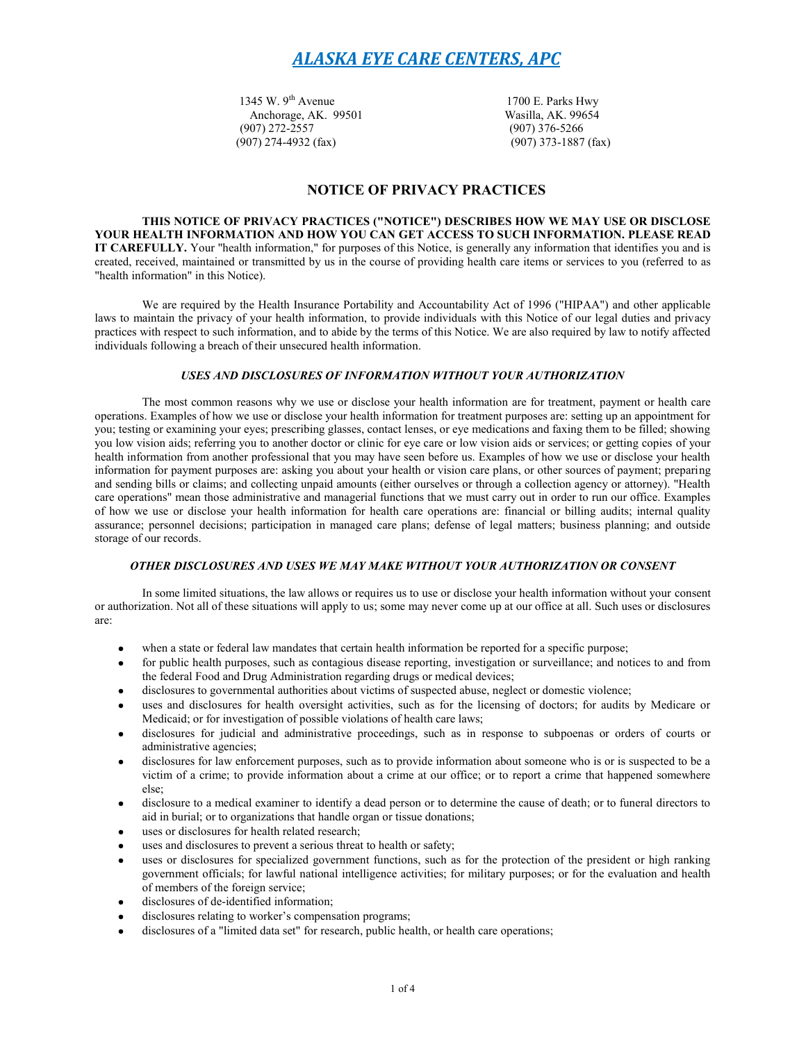# *ALASKA EYE CARE CENTERS, APC*

1345 W. 9th Avenue
Anchorage, AK. 99501
(907) 272-2557
(907) 274-4932 (fax)

1700 E. Parks Hwy
Wasilla, AK. 99654
(907) 376-5266
(907) 373-1887 (fax)

## NOTICE OF PRIVACY PRACTICES

**THIS NOTICE OF PRIVACY PRACTICES ("NOTICE") DESCRIBES HOW WE MAY USE OR DISCLOSE YOUR HEALTH INFORMATION AND HOW YOU CAN GET ACCESS TO SUCH INFORMATION. PLEASE READ IT CAREFULLY.** Your "health information," for purposes of this Notice, is generally any information that identifies you and is created, received, maintained or transmitted by us in the course of providing health care items or services to you (referred to as "health information" in this Notice).

We are required by the Health Insurance Portability and Accountability Act of 1996 ("HIPAA") and other applicable laws to maintain the privacy of your health information, to provide individuals with this Notice of our legal duties and privacy practices with respect to such information, and to abide by the terms of this Notice. We are also required by law to notify affected individuals following a breach of their unsecured health information.

### *USES AND DISCLOSURES OF INFORMATION WITHOUT YOUR AUTHORIZATION*

The most common reasons why we use or disclose your health information are for treatment, payment or health care operations. Examples of how we use or disclose your health information for treatment purposes are: setting up an appointment for you; testing or examining your eyes; prescribing glasses, contact lenses, or eye medications and faxing them to be filled; showing you low vision aids; referring you to another doctor or clinic for eye care or low vision aids or services; or getting copies of your health information from another professional that you may have seen before us. Examples of how we use or disclose your health information for payment purposes are: asking you about your health or vision care plans, or other sources of payment; preparing and sending bills or claims; and collecting unpaid amounts (either ourselves or through a collection agency or attorney). "Health care operations" mean those administrative and managerial functions that we must carry out in order to run our office. Examples of how we use or disclose your health information for health care operations are: financial or billing audits; internal quality assurance; personnel decisions; participation in managed care plans; defense of legal matters; business planning; and outside storage of our records.

### *OTHER DISCLOSURES AND USES WE MAY MAKE WITHOUT YOUR AUTHORIZATION OR CONSENT*

In some limited situations, the law allows or requires us to use or disclose your health information without your consent or authorization. Not all of these situations will apply to us; some may never come up at our office at all. Such uses or disclosures are:

- when a state or federal law mandates that certain health information be reported for a specific purpose;
- for public health purposes, such as contagious disease reporting, investigation or surveillance; and notices to and from the federal Food and Drug Administration regarding drugs or medical devices;
- disclosures to governmental authorities about victims of suspected abuse, neglect or domestic violence;
- uses and disclosures for health oversight activities, such as for the licensing of doctors; for audits by Medicare or Medicaid; or for investigation of possible violations of health care laws;
- disclosures for judicial and administrative proceedings, such as in response to subpoenas or orders of courts or administrative agencies;
- disclosures for law enforcement purposes, such as to provide information about someone who is or is suspected to be a victim of a crime; to provide information about a crime at our office; or to report a crime that happened somewhere else;
- disclosure to a medical examiner to identify a dead person or to determine the cause of death; or to funeral directors to aid in burial; or to organizations that handle organ or tissue donations;
- uses or disclosures for health related research;
- uses and disclosures to prevent a serious threat to health or safety;
- uses or disclosures for specialized government functions, such as for the protection of the president or high ranking government officials; for lawful national intelligence activities; for military purposes; or for the evaluation and health of members of the foreign service;
- disclosures of de-identified information;
- disclosures relating to worker's compensation programs;
- disclosures of a "limited data set" for research, public health, or health care operations;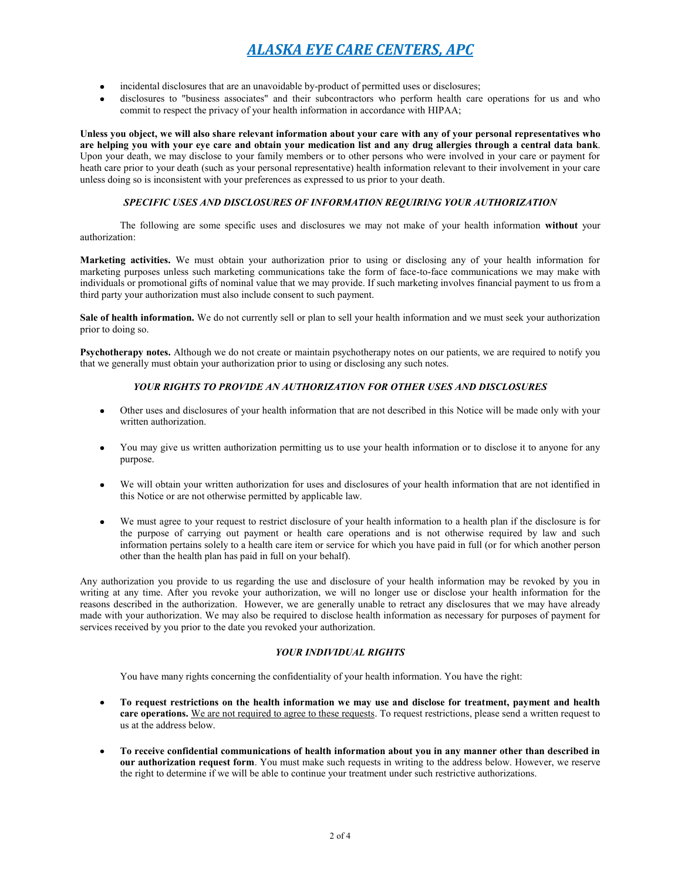- incidental disclosures that are an unavoidable by-product of permitted uses or disclosures;
- disclosures to "business associates" and their subcontractors who perform health care operations for us and who commit to respect the privacy of your health information in accordance with HIPAA;

**Unless you object, we will also share relevant information about your care with any of your personal representatives who are helping you with your eye care and obtain your medication list and any drug allergies through a central data bank**. Upon your death, we may disclose to your family members or to other persons who were involved in your care or payment for heath care prior to your death (such as your personal representative) health information relevant to their involvement in your care unless doing so is inconsistent with your preferences as expressed to us prior to your death.

### *SPECIFIC USES AND DISCLOSURES OF INFORMATION REQUIRING YOUR AUTHORIZATION*

The following are some specific uses and disclosures we may not make of your health information **without** your authorization:

**Marketing activities.** We must obtain your authorization prior to using or disclosing any of your health information for marketing purposes unless such marketing communications take the form of face-to-face communications we may make with individuals or promotional gifts of nominal value that we may provide. If such marketing involves financial payment to us from a third party your authorization must also include consent to such payment.

**Sale of health information.** We do not currently sell or plan to sell your health information and we must seek your authorization prior to doing so.

**Psychotherapy notes.** Although we do not create or maintain psychotherapy notes on our patients, we are required to notify you that we generally must obtain your authorization prior to using or disclosing any such notes.

### *YOUR RIGHTS TO PROVIDE AN AUTHORIZATION FOR OTHER USES AND DISCLOSURES*

- Other uses and disclosures of your health information that are not described in this Notice will be made only with your written authorization.

- You may give us written authorization permitting us to use your health information or to disclose it to anyone for any purpose.

- We will obtain your written authorization for uses and disclosures of your health information that are not identified in this Notice or are not otherwise permitted by applicable law.

- We must agree to your request to restrict disclosure of your health information to a health plan if the disclosure is for the purpose of carrying out payment or health care operations and is not otherwise required by law and such information pertains solely to a health care item or service for which you have paid in full (or for which another person other than the health plan has paid in full on your behalf).

Any authorization you provide to us regarding the use and disclosure of your health information may be revoked by you in writing at any time. After you revoke your authorization, we will no longer use or disclose your health information for the reasons described in the authorization. However, we are generally unable to retract any disclosures that we may have already made with your authorization. We may also be required to disclose health information as necessary for purposes of payment for services received by you prior to the date you revoked your authorization.

### *YOUR INDIVIDUAL RIGHTS*

You have many rights concerning the confidentiality of your health information. You have the right:

- **To request restrictions on the health information we may use and disclose for treatment, payment and health care operations.** <u>We are not required to agree to these requests</u>. To request restrictions, please send a written request to us at the address below.

- **To receive confidential communications of health information about you in any manner other than described in our authorization request form**. You must make such requests in writing to the address below. However, we reserve the right to determine if we will be able to continue your treatment under such restrictive authorizations.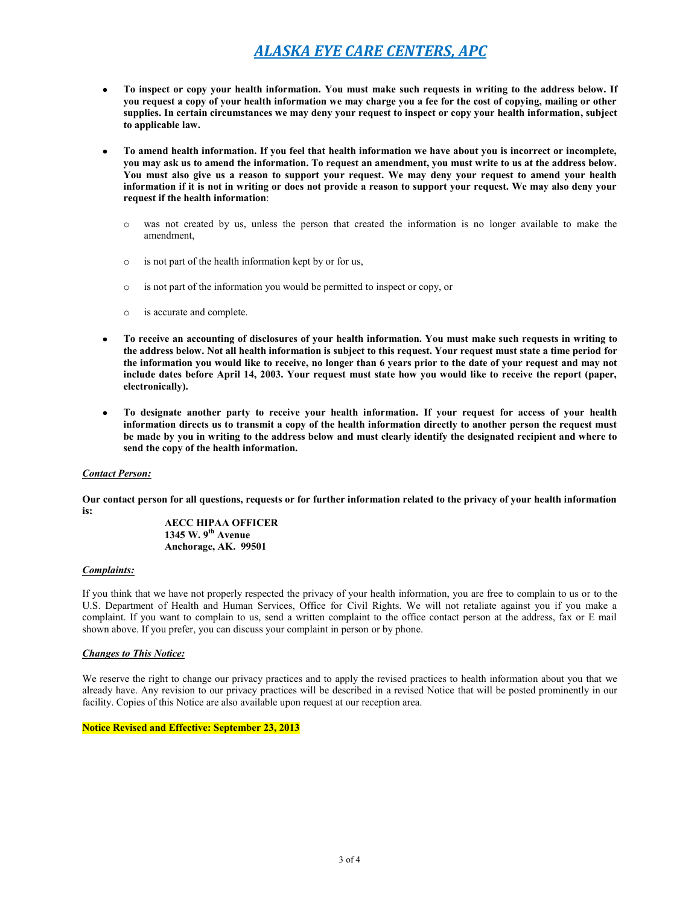# ALASKA EYE CARE CENTERS, APC

- **To inspect or copy your health information. You must make such requests in writing to the address below. If you request a copy of your health information we may charge you a fee for the cost of copying, mailing or other supplies. In certain circumstances we may deny your request to inspect or copy your health information, subject to applicable law.**

- **To amend health information. If you feel that health information we have about you is incorrect or incomplete, you may ask us to amend the information. To request an amendment, you must write to us at the address below. You must also give us a reason to support your request. We may deny your request to amend your health information if it is not in writing or does not provide a reason to support your request. We may also deny your request if the health information**:

    - was not created by us, unless the person that created the information is no longer available to make the amendment,
    - is not part of the health information kept by or for us,
    - is not part of the information you would be permitted to inspect or copy, or
    - is accurate and complete.

- **To receive an accounting of disclosures of your health information. You must make such requests in writing to the address below. Not all health information is subject to this request. Your request must state a time period for the information you would like to receive, no longer than 6 years prior to the date of your request and may not include dates before April 14, 2003. Your request must state how you would like to receive the report (paper, electronically).**

- **To designate another party to receive your health information. If your request for access of your health information directs us to transmit a copy of the health information directly to another person the request must be made by you in writing to the address below and must clearly identify the designated recipient and where to send the copy of the health information.**

***Contact Person:***

**Our contact person for all questions, requests or for further information related to the privacy of your health information is:**

**AECC HIPAA OFFICER**
**1345 W. 9th Avenue**
**Anchorage, AK. 99501**

***Complaints:***

If you think that we have not properly respected the privacy of your health information, you are free to complain to us or to the U.S. Department of Health and Human Services, Office for Civil Rights. We will not retaliate against you if you make a complaint. If you want to complain to us, send a written complaint to the office contact person at the address, fax or E mail shown above. If you prefer, you can discuss your complaint in person or by phone.

***Changes to This Notice:***

We reserve the right to change our privacy practices and to apply the revised practices to health information about you that we already have. Any revision to our privacy practices will be described in a revised Notice that will be posted prominently in our facility. Copies of this Notice are also available upon request at our reception area.

**Notice Revised and Effective: September 23, 2013**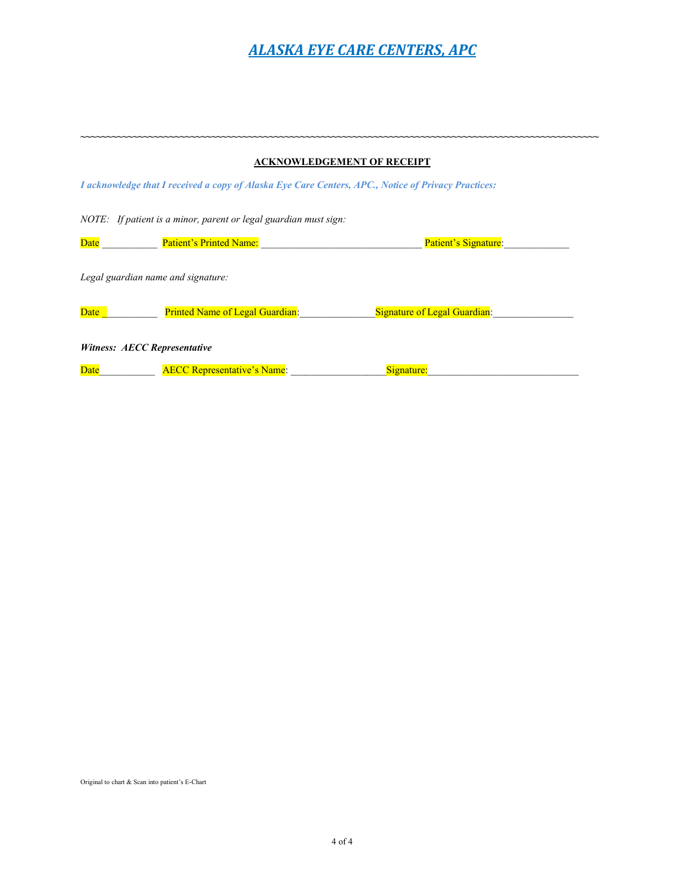# ***ALASKA EYE CARE CENTERS, APC***

~~~~~~~~~~~~~~~~~~~~~~~~~~~~~~~~~~~~~~~~~~~~~~~~~~~~~~~~~~~~~~~~~~~~~~~~~~~~~~~~~~~~~~~~~~~~~~~~~~~~~~~~~~~~~~~~~

**ACKNOWLEDGEMENT OF RECEIPT**

***I acknowledge that I received a copy of Alaska Eye Care Centers, APC., Notice of Privacy Practices:***

*NOTE: If patient is a minor, parent or legal guardian must sign:*

Date __________ Patient's Printed Name: ______________________________ Patient's Signature:____________

*Legal guardian name and signature:*

Date __________ Printed Name of Legal Guardian:______________ Signature of Legal Guardian:_______________

***Witness: AECC Representative***

Date__________ AECC Representative's Name: __________________ Signature:____________________________

Original to chart & Scan into patient's E-Chart